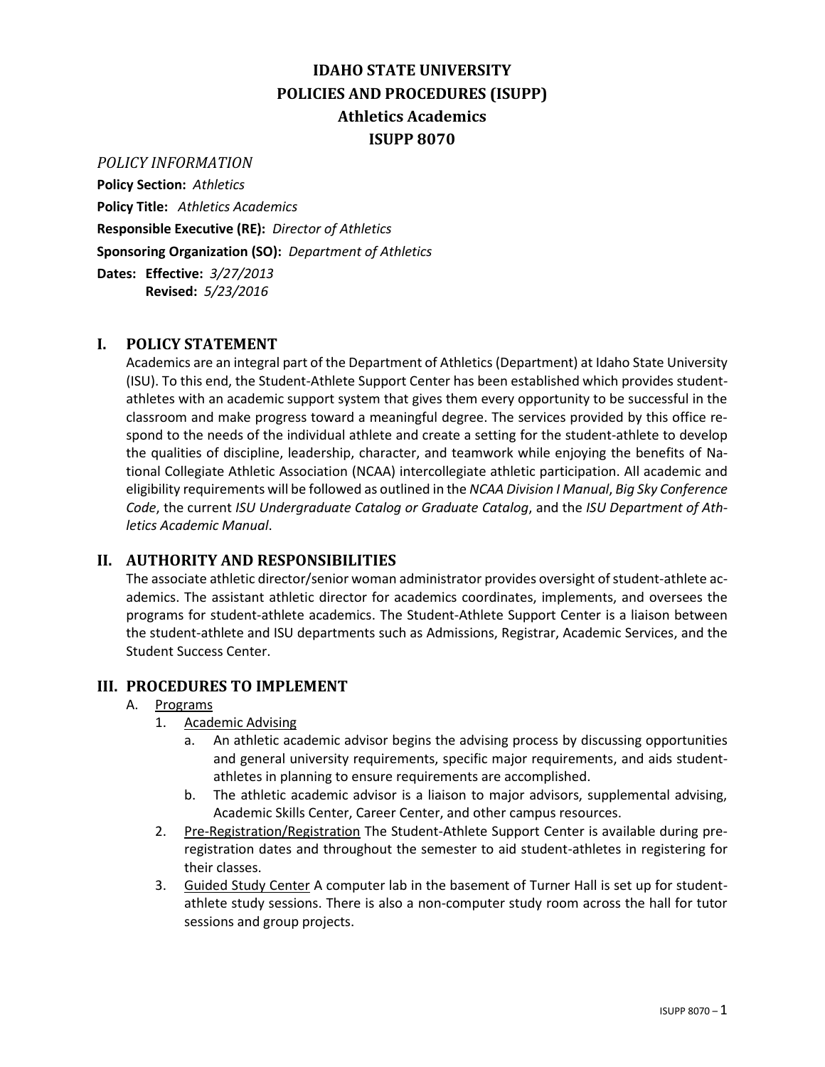# IDAHO STATE UNIVERSITY
# POLICIES AND PROCEDURES (ISUPP)
# Athletics Academics
# ISUPP 8070

*POLICY INFORMATION*

**Policy Section:** *Athletics*

**Policy Title:** *Athletics Academics*

**Responsible Executive (RE):** *Director of Athletics*

**Sponsoring Organization (SO):** *Department of Athletics*

**Dates: Effective:** *3/27/2013*
**Revised:** *5/23/2016*

## I. POLICY STATEMENT

Academics are an integral part of the Department of Athletics (Department) at Idaho State University (ISU). To this end, the Student-Athlete Support Center has been established which provides student-athletes with an academic support system that gives them every opportunity to be successful in the classroom and make progress toward a meaningful degree. The services provided by this office respond to the needs of the individual athlete and create a setting for the student-athlete to develop the qualities of discipline, leadership, character, and teamwork while enjoying the benefits of National Collegiate Athletic Association (NCAA) intercollegiate athletic participation. All academic and eligibility requirements will be followed as outlined in the *NCAA Division I Manual*, *Big Sky Conference Code*, the current *ISU Undergraduate Catalog or Graduate Catalog*, and the *ISU Department of Athletics Academic Manual*.

## II. AUTHORITY AND RESPONSIBILITIES

The associate athletic director/senior woman administrator provides oversight of student-athlete academics. The assistant athletic director for academics coordinates, implements, and oversees the programs for student-athlete academics. The Student-Athlete Support Center is a liaison between the student-athlete and ISU departments such as Admissions, Registrar, Academic Services, and the Student Success Center.

## III. PROCEDURES TO IMPLEMENT

A. Programs

1. Academic Advising
   a. An athletic academic advisor begins the advising process by discussing opportunities and general university requirements, specific major requirements, and aids student-athletes in planning to ensure requirements are accomplished.
   b. The athletic academic advisor is a liaison to major advisors, supplemental advising, Academic Skills Center, Career Center, and other campus resources.
2. Pre-Registration/Registration The Student-Athlete Support Center is available during pre-registration dates and throughout the semester to aid student-athletes in registering for their classes.
3. Guided Study Center A computer lab in the basement of Turner Hall is set up for student-athlete study sessions. There is also a non-computer study room across the hall for tutor sessions and group projects.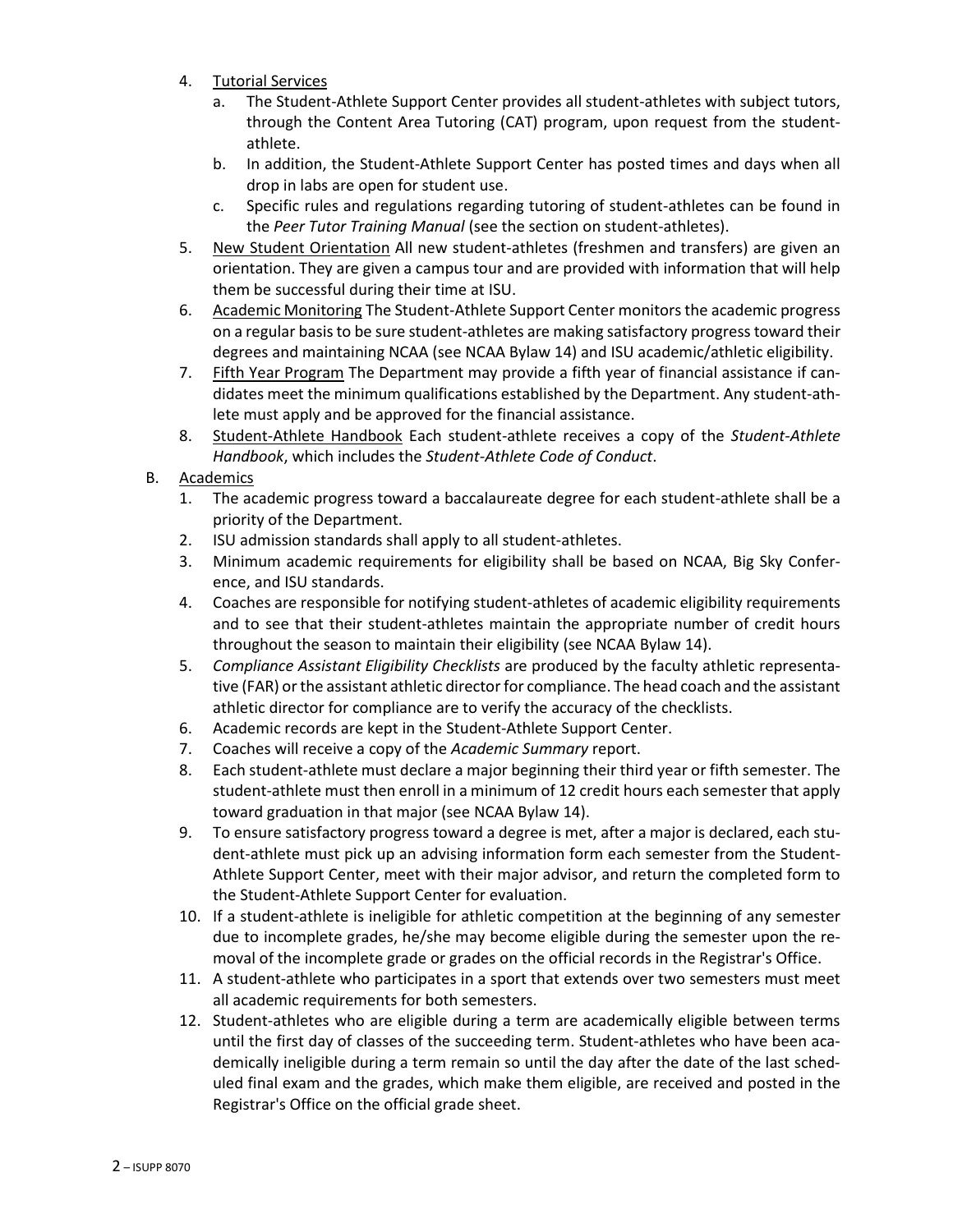4. Tutorial Services
   a. The Student-Athlete Support Center provides all student-athletes with subject tutors, through the Content Area Tutoring (CAT) program, upon request from the student-athlete.
   b. In addition, the Student-Athlete Support Center has posted times and days when all drop in labs are open for student use.
   c. Specific rules and regulations regarding tutoring of student-athletes can be found in the *Peer Tutor Training Manual* (see the section on student-athletes).
5. New Student Orientation All new student-athletes (freshmen and transfers) are given an orientation. They are given a campus tour and are provided with information that will help them be successful during their time at ISU.
6. Academic Monitoring The Student-Athlete Support Center monitors the academic progress on a regular basis to be sure student-athletes are making satisfactory progress toward their degrees and maintaining NCAA (see NCAA Bylaw 14) and ISU academic/athletic eligibility.
7. Fifth Year Program The Department may provide a fifth year of financial assistance if candidates meet the minimum qualifications established by the Department. Any student-athlete must apply and be approved for the financial assistance.
8. Student-Athlete Handbook Each student-athlete receives a copy of the *Student-Athlete Handbook*, which includes the *Student-Athlete Code of Conduct*.

B. Academics
1. The academic progress toward a baccalaureate degree for each student-athlete shall be a priority of the Department.
2. ISU admission standards shall apply to all student-athletes.
3. Minimum academic requirements for eligibility shall be based on NCAA, Big Sky Conference, and ISU standards.
4. Coaches are responsible for notifying student-athletes of academic eligibility requirements and to see that their student-athletes maintain the appropriate number of credit hours throughout the season to maintain their eligibility (see NCAA Bylaw 14).
5. *Compliance Assistant Eligibility Checklists* are produced by the faculty athletic representative (FAR) or the assistant athletic director for compliance. The head coach and the assistant athletic director for compliance are to verify the accuracy of the checklists.
6. Academic records are kept in the Student-Athlete Support Center.
7. Coaches will receive a copy of the *Academic Summary* report.
8. Each student-athlete must declare a major beginning their third year or fifth semester. The student-athlete must then enroll in a minimum of 12 credit hours each semester that apply toward graduation in that major (see NCAA Bylaw 14).
9. To ensure satisfactory progress toward a degree is met, after a major is declared, each student-athlete must pick up an advising information form each semester from the Student-Athlete Support Center, meet with their major advisor, and return the completed form to the Student-Athlete Support Center for evaluation.
10. If a student-athlete is ineligible for athletic competition at the beginning of any semester due to incomplete grades, he/she may become eligible during the semester upon the removal of the incomplete grade or grades on the official records in the Registrar's Office.
11. A student-athlete who participates in a sport that extends over two semesters must meet all academic requirements for both semesters.
12. Student-athletes who are eligible during a term are academically eligible between terms until the first day of classes of the succeeding term. Student-athletes who have been academically ineligible during a term remain so until the day after the date of the last scheduled final exam and the grades, which make them eligible, are received and posted in the Registrar's Office on the official grade sheet.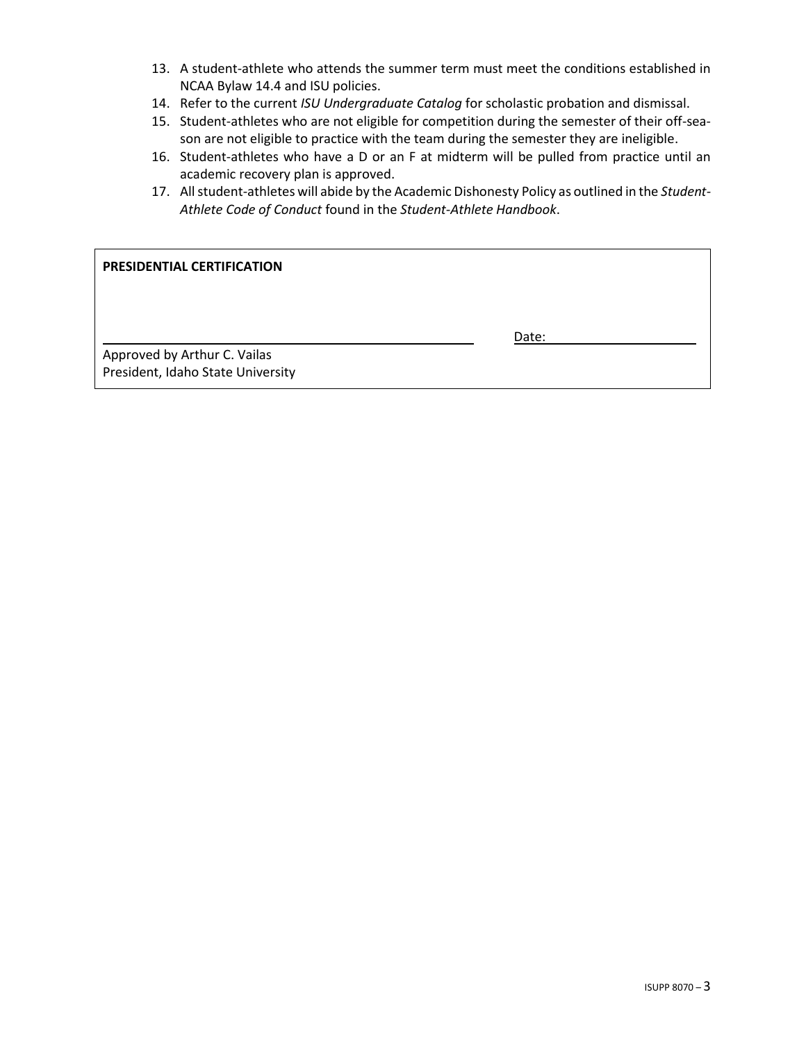13. A student-athlete who attends the summer term must meet the conditions established in NCAA Bylaw 14.4 and ISU policies.
14. Refer to the current *ISU Undergraduate Catalog* for scholastic probation and dismissal.
15. Student-athletes who are not eligible for competition during the semester of their off-season are not eligible to practice with the team during the semester they are ineligible.
16. Student-athletes who have a D or an F at midterm will be pulled from practice until an academic recovery plan is approved.
17. All student-athletes will abide by the Academic Dishonesty Policy as outlined in the *Student-Athlete Code of Conduct* found in the *Student-Athlete Handbook*.

**PRESIDENTIAL CERTIFICATION**

\_\_\_\_\_\_\_\_\_\_\_\_\_\_\_\_\_\_\_\_\_\_\_\_\_\_\_\_\_\_\_\_\_\_\_\_\_\_\_\_ Date: \_\_\_\_\_\_\_\_\_\_\_\_\_\_\_\_\_\_

Approved by Arthur C. Vailas
President, Idaho State University